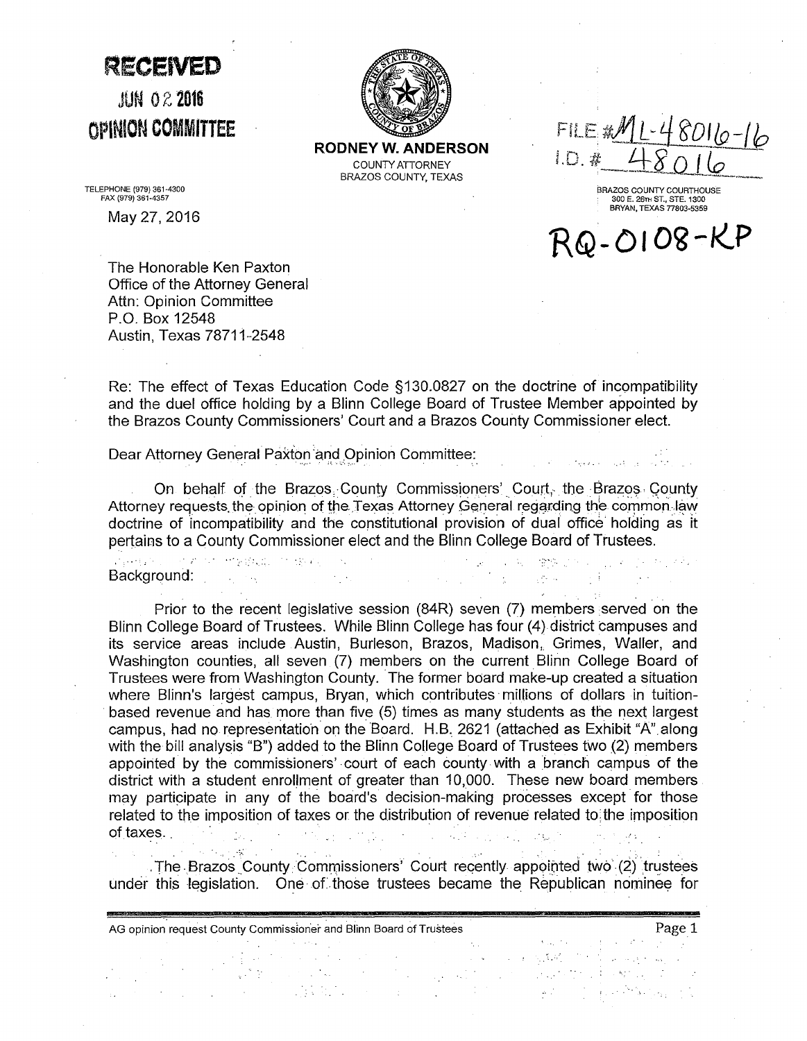**RECEIVED**
**JUN 02 2016**
**OPINION COMMITTEE**

**RODNEY W. ANDERSON**
COUNTY ATTORNEY
BRAZOS COUNTY, TEXAS

FILE # ML-48016-16
I.D. # 48016

TELEPHONE (979) 361-4300
FAX (979) 361-4357

BRAZOS COUNTY COURTHOUSE
300 E. 26TH ST., STE. 1300
BRYAN, TEXAS 77803-5359

May 27, 2016

**RQ-0108-KP**

The Honorable Ken Paxton
Office of the Attorney General
Attn: Opinion Committee
P.O. Box 12548
Austin, Texas 78711-2548

Re: The effect of Texas Education Code §130.0827 on the doctrine of incompatibility and the duel office holding by a Blinn College Board of Trustee Member appointed by the Brazos County Commissioners' Court and a Brazos County Commissioner elect.

Dear Attorney General Paxton and Opinion Committee:

On behalf of the Brazos County Commissioners' Court, the Brazos County Attorney requests the opinion of the Texas Attorney General regarding the common law doctrine of incompatibility and the constitutional provision of dual office holding as it pertains to a County Commissioner elect and the Blinn College Board of Trustees.

Background:

Prior to the recent legislative session (84R) seven (7) members served on the Blinn College Board of Trustees. While Blinn College has four (4) district campuses and its service areas include Austin, Burleson, Brazos, Madison, Grimes, Waller, and Washington counties, all seven (7) members on the current Blinn College Board of Trustees were from Washington County. The former board make-up created a situation where Blinn's largest campus, Bryan, which contributes millions of dollars in tuition-based revenue and has more than five (5) times as many students as the next largest campus, had no representation on the Board. H.B. 2621 (attached as Exhibit "A" along with the bill analysis "B") added to the Blinn College Board of Trustees two (2) members appointed by the commissioners' court of each county with a branch campus of the district with a student enrollment of greater than 10,000. These new board members may participate in any of the board's decision-making processes except for those related to the imposition of taxes or the distribution of revenue related to the imposition of taxes.

The Brazos County Commissioners' Court recently appointed two (2) trustees under this legislation. One of those trustees became the Republican nominee for

AG opinion request County Commissioner and Blinn Board of Trustees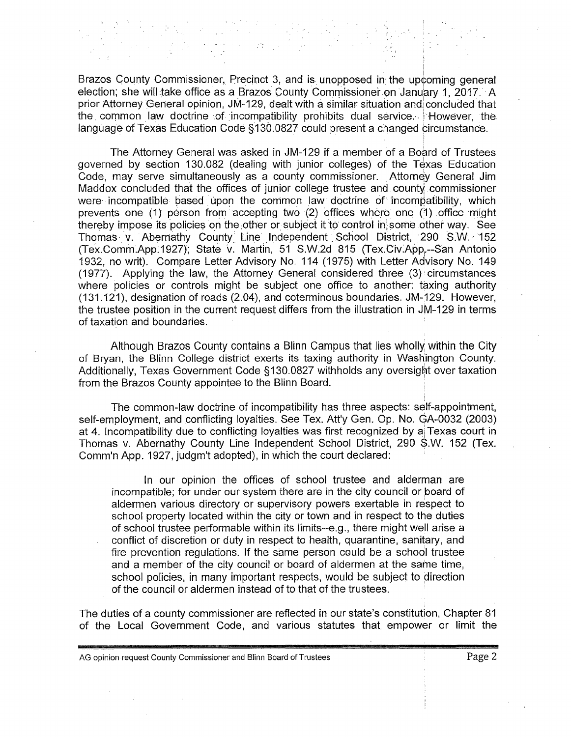Brazos County Commissioner, Precinct 3, and is unopposed in the upcoming general election; she will take office as a Brazos County Commissioner on January 1, 2017. A prior Attorney General opinion, JM-129, dealt with a similar situation and concluded that the common law doctrine of incompatibility prohibits dual service. However, the language of Texas Education Code §130.0827 could present a changed circumstance.

The Attorney General was asked in JM-129 if a member of a Board of Trustees governed by section 130.082 (dealing with junior colleges) of the Texas Education Code, may serve simultaneously as a county commissioner. Attorney General Jim Maddox concluded that the offices of junior college trustee and county commissioner were incompatible based upon the common law doctrine of incompatibility, which prevents one (1) person from accepting two (2) offices where one (1) office might thereby impose its policies on the other or subject it to control in some other way. See Thomas v. Abernathy County Line Independent School District, 290 S.W. 152 (Tex.Comm.App.1927); State v. Martin, 51 S.W.2d 815 (Tex.Civ.App.--San Antonio 1932, no writ). Compare Letter Advisory No. 114 (1975) with Letter Advisory No. 149 (1977). Applying the law, the Attorney General considered three (3) circumstances where policies or controls might be subject one office to another: taxing authority (131.121), designation of roads (2.04), and coterminous boundaries. JM-129. However, the trustee position in the current request differs from the illustration in JM-129 in terms of taxation and boundaries.

Although Brazos County contains a Blinn Campus that lies wholly within the City of Bryan, the Blinn College district exerts its taxing authority in Washington County. Additionally, Texas Government Code §130.0827 withholds any oversight over taxation from the Brazos County appointee to the Blinn Board.

The common-law doctrine of incompatibility has three aspects: self-appointment, self-employment, and conflicting loyalties. See Tex. Att'y Gen. Op. No. GA-0032 (2003) at 4. Incompatibility due to conflicting loyalties was first recognized by a Texas court in Thomas v. Abernathy County Line Independent School District, 290 S.W. 152 (Tex. Comm'n App. 1927, judgm't adopted), in which the court declared:

> In our opinion the offices of school trustee and alderman are incompatible; for under our system there are in the city council or board of aldermen various directory or supervisory powers exertable in respect to school property located within the city or town and in respect to the duties of school trustee performable within its limits--e.g., there might well arise a conflict of discretion or duty in respect to health, quarantine, sanitary, and fire prevention regulations. If the same person could be a school trustee and a member of the city council or board of aldermen at the same time, school policies, in many important respects, would be subject to direction of the council or aldermen instead of to that of the trustees.

The duties of a county commissioner are reflected in our state's constitution, Chapter 81 of the Local Government Code, and various statutes that empower or limit the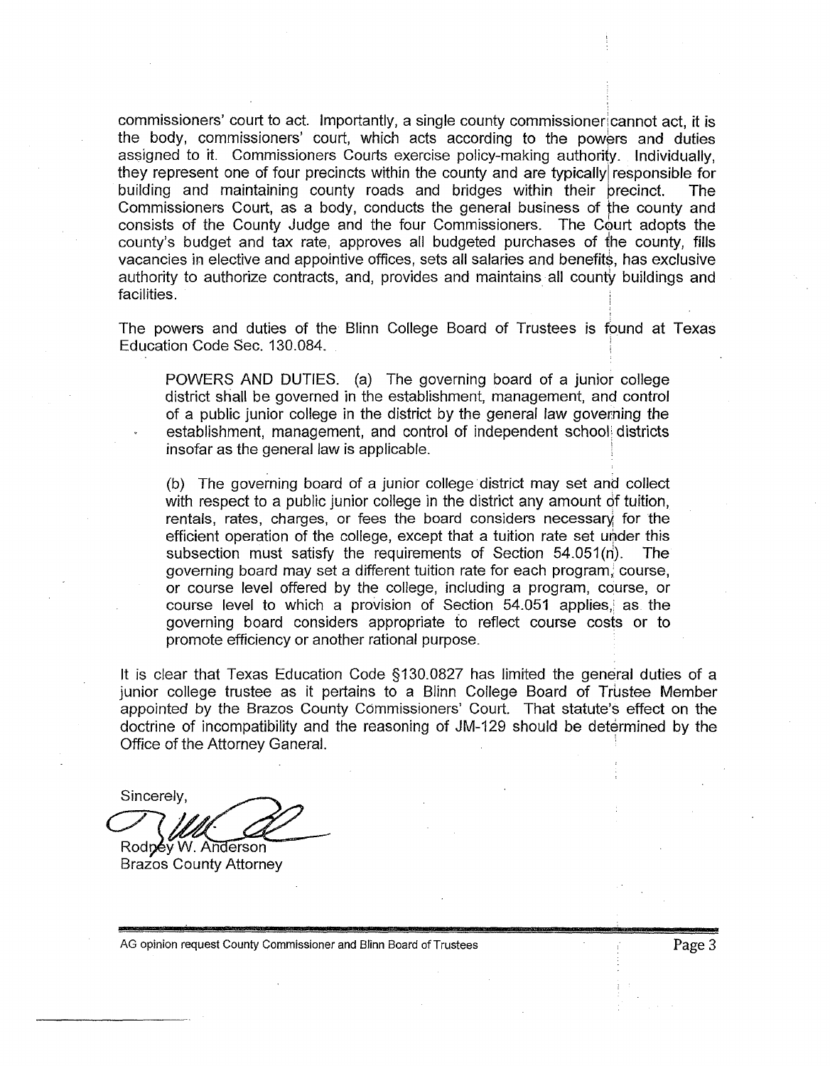commissioners' court to act. Importantly, a single county commissioner cannot act, it is the body, commissioners' court, which acts according to the powers and duties assigned to it. Commissioners Courts exercise policy-making authority. Individually, they represent one of four precincts within the county and are typically responsible for building and maintaining county roads and bridges within their precinct. The Commissioners Court, as a body, conducts the general business of the county and consists of the County Judge and the four Commissioners. The Court adopts the county's budget and tax rate, approves all budgeted purchases of the county, fills vacancies in elective and appointive offices, sets all salaries and benefits, has exclusive authority to authorize contracts, and, provides and maintains all county buildings and facilities.

The powers and duties of the Blinn College Board of Trustees is found at Texas Education Code Sec. 130.084.

> POWERS AND DUTIES. (a) The governing board of a junior college district shall be governed in the establishment, management, and control of a public junior college in the district by the general law governing the establishment, management, and control of independent school districts insofar as the general law is applicable.
>
> (b) The governing board of a junior college district may set and collect with respect to a public junior college in the district any amount of tuition, rentals, rates, charges, or fees the board considers necessary for the efficient operation of the college, except that a tuition rate set under this subsection must satisfy the requirements of Section 54.051(n). The governing board may set a different tuition rate for each program, course, or course level offered by the college, including a program, course, or course level to which a provision of Section 54.051 applies, as the governing board considers appropriate to reflect course costs or to promote efficiency or another rational purpose.

It is clear that Texas Education Code §130.0827 has limited the general duties of a junior college trustee as it pertains to a Blinn College Board of Trustee Member appointed by the Brazos County Commissioners' Court. That statute's effect on the doctrine of incompatibility and the reasoning of JM-129 should be determined by the Office of the Attorney Ganeral.

Sincerely,

Rodney W. Anderson
Brazos County Attorney